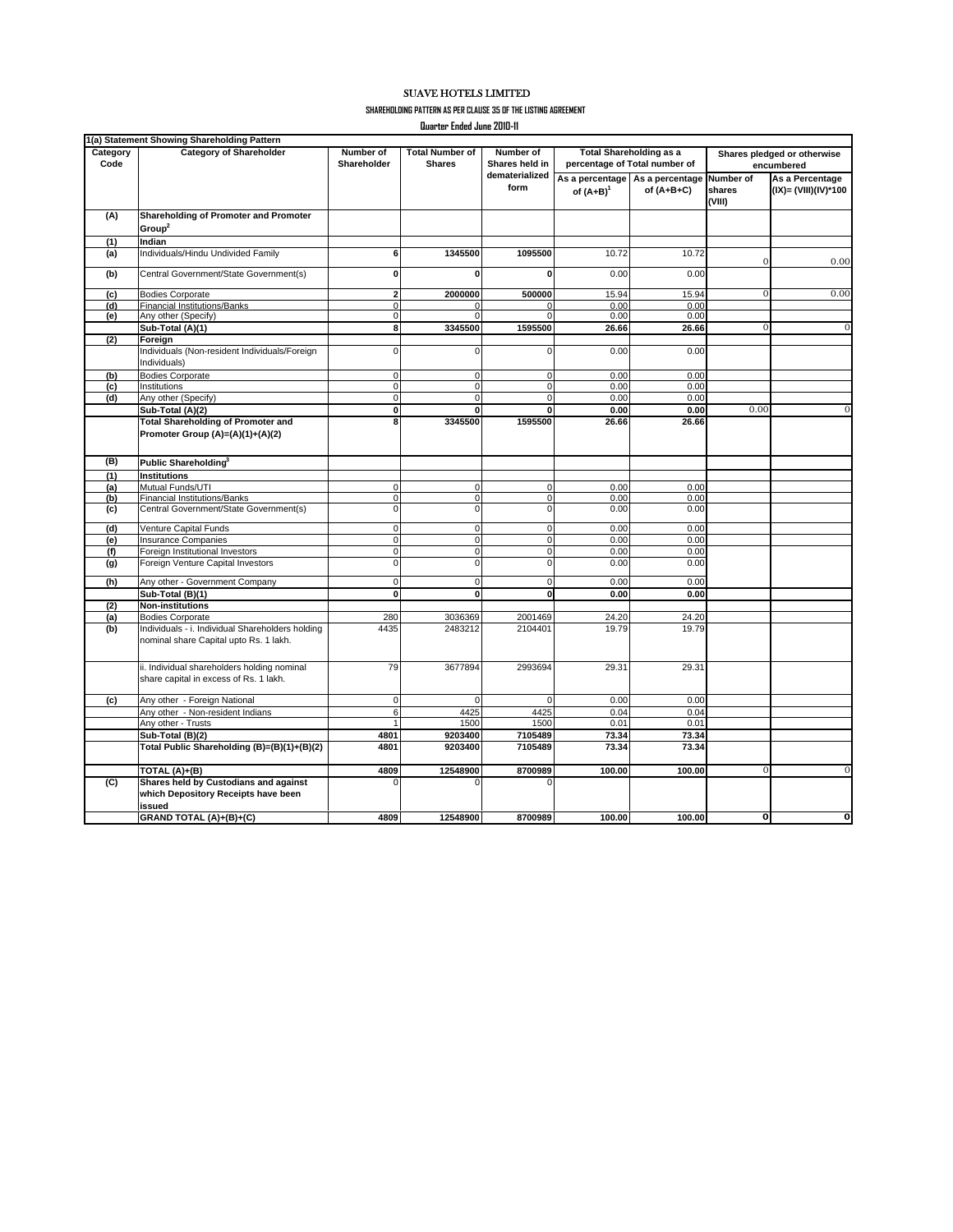# SUAVE HOTELS LIMITED

## SHAREHOLDING PATTERN AS PER CLAUSE 35 OF THE LISTING AGREEMENT

### Quarter Ended June 2010-11

| 1(a) Statement Showing Shareholding Pattern | | | | | | | | |
|---|---|---|---|---|---|---|---|---|
| Category Code | Category of Shareholder | Number of Shareholder | Total Number of Shares | Number of Shares held in dematerialized form | Total Shareholding as a percentage of Total number of | | Shares pledged or otherwise encumbered | |
| | | | | | As a percentage of (A+B)[1] | As a percentage of (A+B+C) | Number of shares (VIII) | As a Percentage (IX)= (VIII)(IV)*100 |
| (A) | **Shareholding of Promoter and Promoter Group[2]** | | | | | | | |
| (1) | **Indian** | | | | | | | |
| (a) | Individuals/Hindu Undivided Family | 6 | 1345500 | 1095500 | 10.72 | 10.72 | 0 | 0.00 |
| (b) | Central Government/State Government(s) | 0 | 0 | 0 | 0.00 | 0.00 | | |
| (c) | Bodies Corporate | 2 | 2000000 | 500000 | 15.94 | 15.94 | 0 | 0.00 |
| (d) | Financial Institutions/Banks | 0 | 0 | 0 | 0.00 | 0.00 | | |
| (e) | Any other (Specify) | 0 | 0 | 0 | 0.00 | 0.00 | | |
| | **Sub-Total (A)(1)** | **8** | **3345500** | **1595500** | **26.66** | **26.66** | 0 | 0 |
| (2) | **Foreign** | | | | | | | |
| | Individuals (Non-resident Individuals/Foreign Individuals) | 0 | 0 | 0 | 0.00 | 0.00 | | |
| (b) | Bodies Corporate | 0 | 0 | 0 | 0.00 | 0.00 | | |
| (c) | Institutions | 0 | 0 | 0 | 0.00 | 0.00 | | |
| (d) | Any other (Specify) | 0 | 0 | 0 | 0.00 | 0.00 | | |
| | **Sub-Total (A)(2)** | **0** | **0** | **0** | **0.00** | **0.00** | 0.00 | 0 |
| | **Total Shareholding of Promoter and Promoter Group (A)=(A)(1)+(A)(2)** | **8** | **3345500** | **1595500** | **26.66** | **26.66** | | |
| (B) | **Public Shareholding[3]** | | | | | | | |
| (1) | **Institutions** | | | | | | | |
| (a) | Mutual Funds/UTI | 0 | 0 | 0 | 0.00 | 0.00 | | |
| (b) | Financial Institutions/Banks | 0 | 0 | 0 | 0.00 | 0.00 | | |
| (c) | Central Government/State Government(s) | 0 | 0 | 0 | 0.00 | 0.00 | | |
| (d) | Venture Capital Funds | 0 | 0 | 0 | 0.00 | 0.00 | | |
| (e) | Insurance Companies | 0 | 0 | 0 | 0.00 | 0.00 | | |
| (f) | Foreign Institutional Investors | 0 | 0 | 0 | 0.00 | 0.00 | | |
| (g) | Foreign Venture Capital Investors | 0 | 0 | 0 | 0.00 | 0.00 | | |
| (h) | Any other - Government Company | 0 | 0 | 0 | 0.00 | 0.00 | | |
| | **Sub-Total (B)(1)** | **0** | **0** | **0** | **0.00** | **0.00** | | |
| (2) | **Non-institutions** | | | | | | | |
| (a) | Bodies Corporate | 280 | 3036369 | 2001469 | 24.20 | 24.20 | | |
| (b) | Individuals - i. Individual Shareholders holding nominal share Capital upto Rs. 1 lakh. | 4435 | 2483212 | 2104401 | 19.79 | 19.79 | | |
| | ii. Individual shareholders holding nominal share capital in excess of Rs. 1 lakh. | 79 | 3677894 | 2993694 | 29.31 | 29.31 | | |
| (c) | Any other - Foreign National | 0 | 0 | 0 | 0.00 | 0.00 | | |
| | Any other - Non-resident Indians | 6 | 4425 | 4425 | 0.04 | 0.04 | | |
| | Any other - Trusts | 1 | 1500 | 1500 | 0.01 | 0.01 | | |
| | **Sub-Total (B)(2)** | **4801** | **9203400** | **7105489** | **73.34** | **73.34** | | |
| | **Total Public Shareholding (B)=(B)(1)+(B)(2)** | **4801** | **9203400** | **7105489** | **73.34** | **73.34** | | |
| | **TOTAL (A)+(B)** | **4809** | **12548900** | **8700989** | **100.00** | **100.00** | 0 | 0 |
| (C) | **Shares held by Custodians and against which Depository Receipts have been issued** | 0 | 0 | 0 | | | | |
| | **GRAND TOTAL (A)+(B)+(C)** | **4809** | **12548900** | **8700989** | **100.00** | **100.00** | **0** | **0** |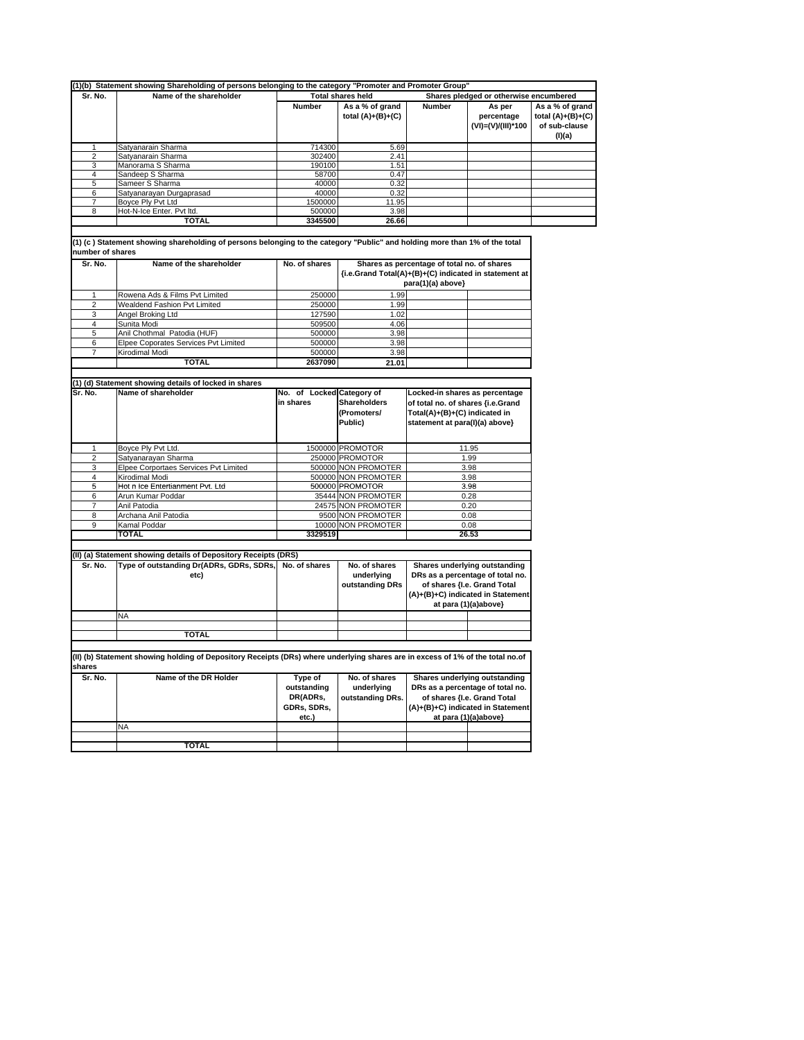## (1)(b) Statement showing Shareholding of persons belonging to the category "Promoter and Promoter Group"

| Sr. No. | Name of the shareholder | Total shares held | | Shares pledged or otherwise encumbered | | |
|---|---|---|---|---|---|---|
| | | Number | As a % of grand total (A)+(B)+(C) | Number | As per percentage (VI)=(V)/(III)*100 | As a % of grand total (A)+(B)+(C) of sub-clause (I)(a) |
| 1 | Satyanarain Sharma | 714300 | 5.69 | | | |
| 2 | Satyanarain Sharma | 302400 | 2.41 | | | |
| 3 | Manorama S Sharma | 190100 | 1.51 | | | |
| 4 | Sandeep S Sharma | 58700 | 0.47 | | | |
| 5 | Sameer S Sharma | 40000 | 0.32 | | | |
| 6 | Satyanarayan Durgaprasad | 40000 | 0.32 | | | |
| 7 | Boyce Ply Pvt Ltd | 1500000 | 11.95 | | | |
| 8 | Hot-N-Ice Enter. Pvt ltd. | 500000 | 3.98 | | | |
| | **TOTAL** | **3345500** | **26.66** | | | |

## (1) (c ) Statement showing shareholding of persons belonging to the category "Public" and holding more than 1% of the total number of shares

| Sr. No. | Name of the shareholder | No. of shares | Shares as percentage of total no. of shares {i.e.Grand Total(A)+(B)+(C) indicated in statement at para(1)(a) above} | | |
|---|---|---|---|---|---|
| 1 | Rowena Ads & Films Pvt Limited | 250000 | 1.99 | | |
| 2 | Wealdend Fashion Pvt Limited | 250000 | 1.99 | | |
| 3 | Angel Broking Ltd | 127590 | 1.02 | | |
| 4 | Sunita Modi | 509500 | 4.06 | | |
| 5 | Anil Chothmal Patodia (HUF) | 500000 | 3.98 | | |
| 6 | Elpee Coporates Services Pvt Limited | 500000 | 3.98 | | |
| 7 | Kirodimal Modi | 500000 | 3.98 | | |
| | **TOTAL** | **2637090** | **21.01** | | |

## (1) (d) Statement showing details of locked in shares

| Sr. No. | Name of shareholder | No. of Locked in shares | Category of Shareholders (Promoters/ Public) | Locked-in shares as percentage of total no. of shares {i.e.Grand Total(A)+(B)+(C) indicated in statement at para(I)(a) above} |
|---|---|---|---|---|
| 1 | Boyce Ply Pvt Ltd. | 1500000 | PROMOTOR | 11.95 |
| 2 | Satyanarayan Sharma | 250000 | PROMOTOR | 1.99 |
| 3 | Elpee Corportaes Services Pvt Limited | 500000 | NON PROMOTER | 3.98 |
| 4 | Kirodimal Modi | 500000 | NON PROMOTER | 3.98 |
| 5 | Hot n Ice Entertianment Pvt. Ltd | 500000 | PROMOTOR | 3.98 |
| 6 | Arun Kumar Poddar | 35444 | NON PROMOTER | 0.28 |
| 7 | Anil Patodia | 24575 | NON PROMOTER | 0.20 |
| 8 | Archana Anil Patodia | 9500 | NON PROMOTER | 0.08 |
| 9 | Kamal Poddar | 10000 | NON PROMOTER | 0.08 |
| | **TOTAL** | **3329519** | | **26.53** |

## (II) (a) Statement showing details of Depository Receipts (DRS)

| Sr. No. | Type of outstanding Dr(ADRs, GDRs, SDRs, etc) | No. of shares | No. of shares underlying outstanding DRs | Shares underlying outstanding DRs as a percentage of total no. of shares {I.e. Grand Total (A)+(B)+C) indicated in Statement at para (1)(a)above} | |
|---|---|---|---|---|---|
| | NA | | | | |
| | | | | | |
| | **TOTAL** | | | | |

## (II) (b) Statement showing holding of Depository Receipts (DRs) where underlying shares are in excess of 1% of the total no.of shares

| Sr. No. | Name of the DR Holder | Type of outstanding DR(ADRs, GDRs, SDRs, etc.) | No. of shares underlying outstanding DRs. | Shares underlying outstanding DRs as a percentage of total no. of shares {I.e. Grand Total (A)+(B)+C) indicated in Statement at para (1)(a)above} | |
|---|---|---|---|---|---|
| | NA | | | | |
| | | | | | |
| | **TOTAL** | | | | |